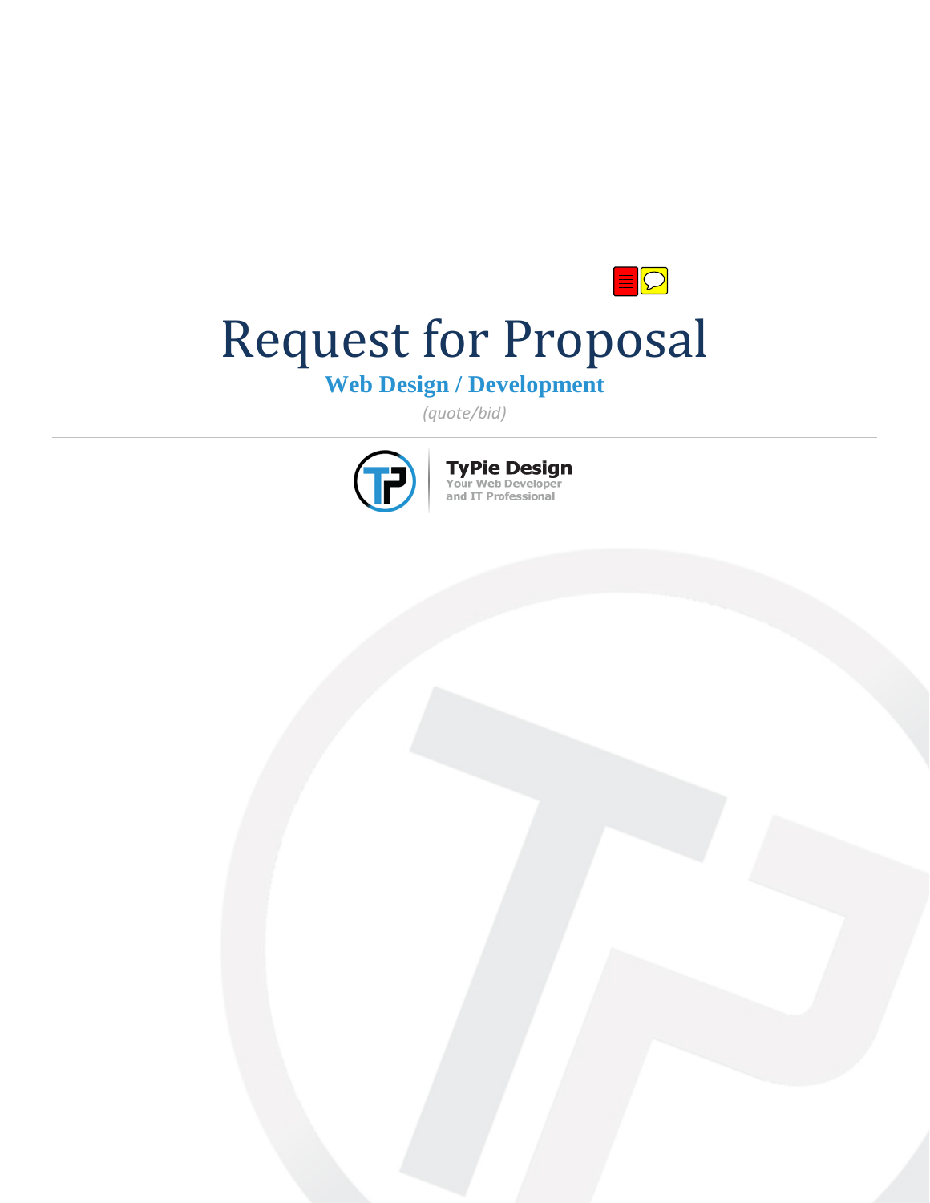# Request for Proposal

## Web Design / Development

*(quote/bid)*

---

**TyPie Design**
Your Web Developer
and IT Professional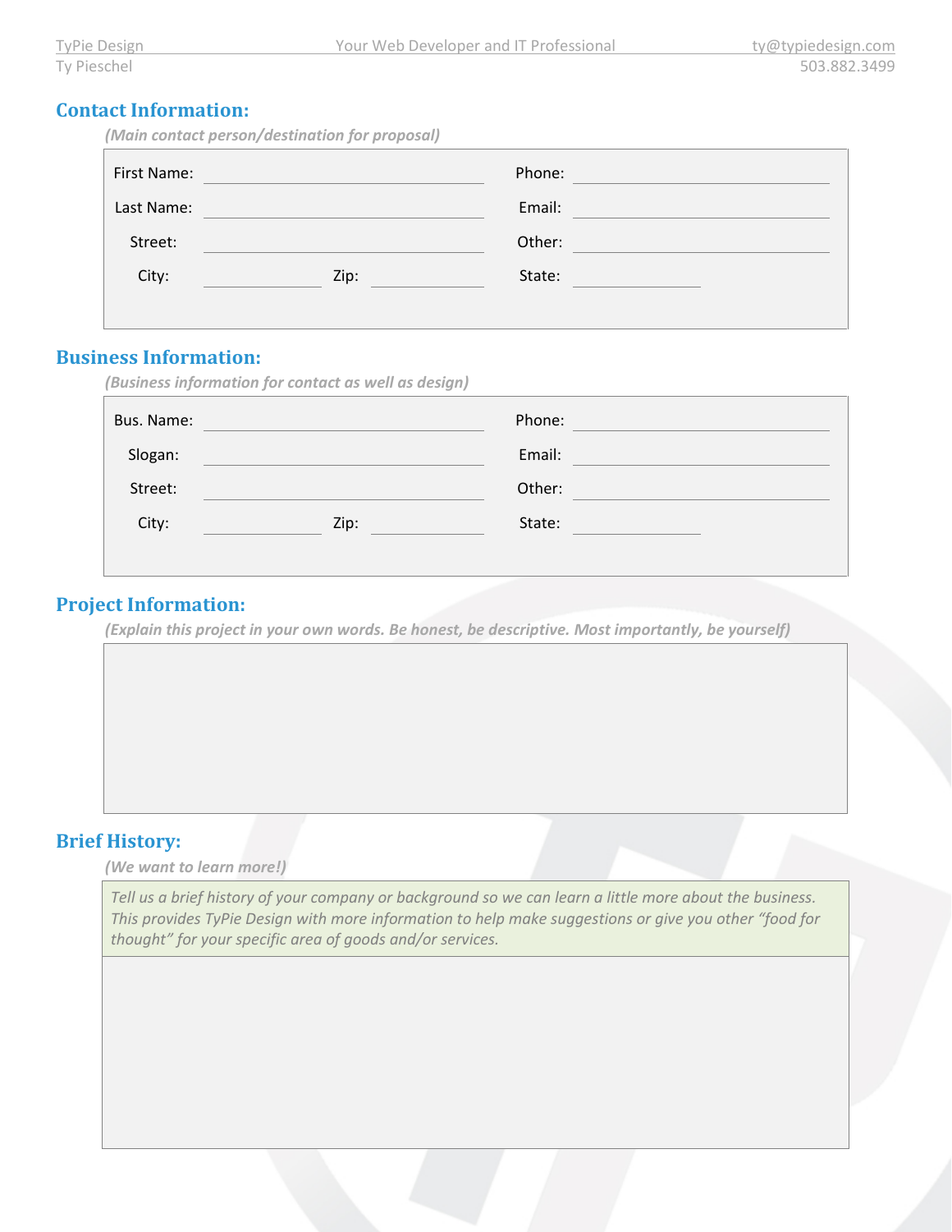## Contact Information:

*(Main contact person/destination for proposal)*

| | | | |
|---|---|---|---|
| First Name: | | Phone: | |
| Last Name: | | Email: | |
| Street: | | Other: | |
| City: | Zip: | State: | |

## Business Information:

*(Business information for contact as well as design)*

| | | | |
|---|---|---|---|
| Bus. Name: | | Phone: | |
| Slogan: | | Email: | |
| Street: | | Other: | |
| City: | Zip: | State: | |

## Project Information:

*(Explain this project in your own words. Be honest, be descriptive. Most importantly, be yourself)*

## Brief History:

*(We want to learn more!)*

*Tell us a brief history of your company or background so we can learn a little more about the business. This provides TyPie Design with more information to help make suggestions or give you other "food for thought" for your specific area of goods and/or services.*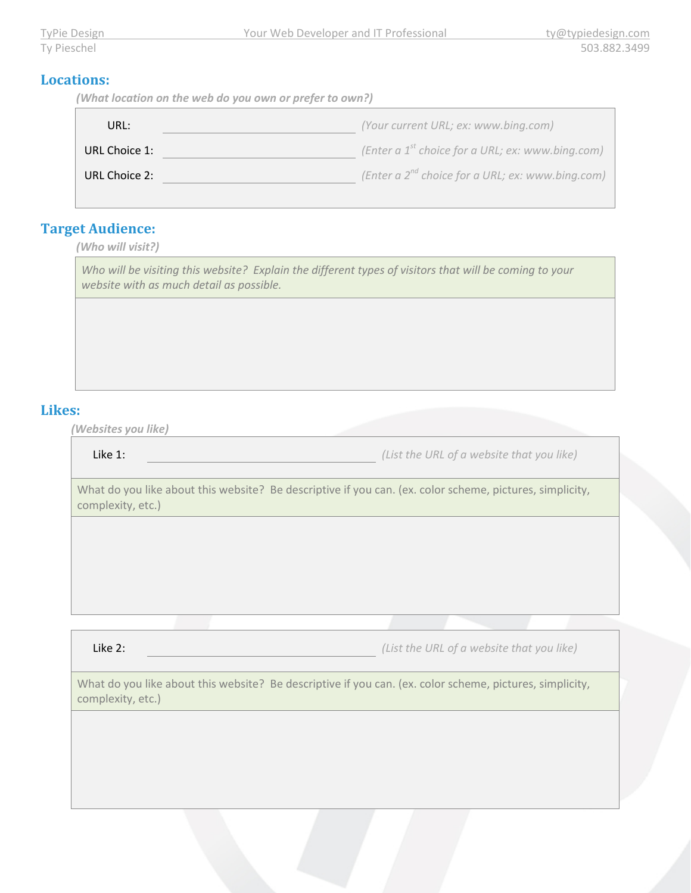## Locations:

*(What location on the web do you own or prefer to own?)*

| | | |
|---|---|---|
| URL: | | *(Your current URL; ex: www.bing.com)* |
| URL Choice 1: | | *(Enter a 1st choice for a URL; ex: www.bing.com)* |
| URL Choice 2: | | *(Enter a 2nd choice for a URL; ex: www.bing.com)* |

## Target Audience:

*(Who will visit?)*

*Who will be visiting this website? Explain the different types of visitors that will be coming to your website with as much detail as possible.*

## Likes:

*(Websites you like)*

Like 1: ______________________ *(List the URL of a website that you like)*

What do you like about this website? Be descriptive if you can. (ex. color scheme, pictures, simplicity, complexity, etc.)

Like 2: ______________________ *(List the URL of a website that you like)*

What do you like about this website? Be descriptive if you can. (ex. color scheme, pictures, simplicity, complexity, etc.)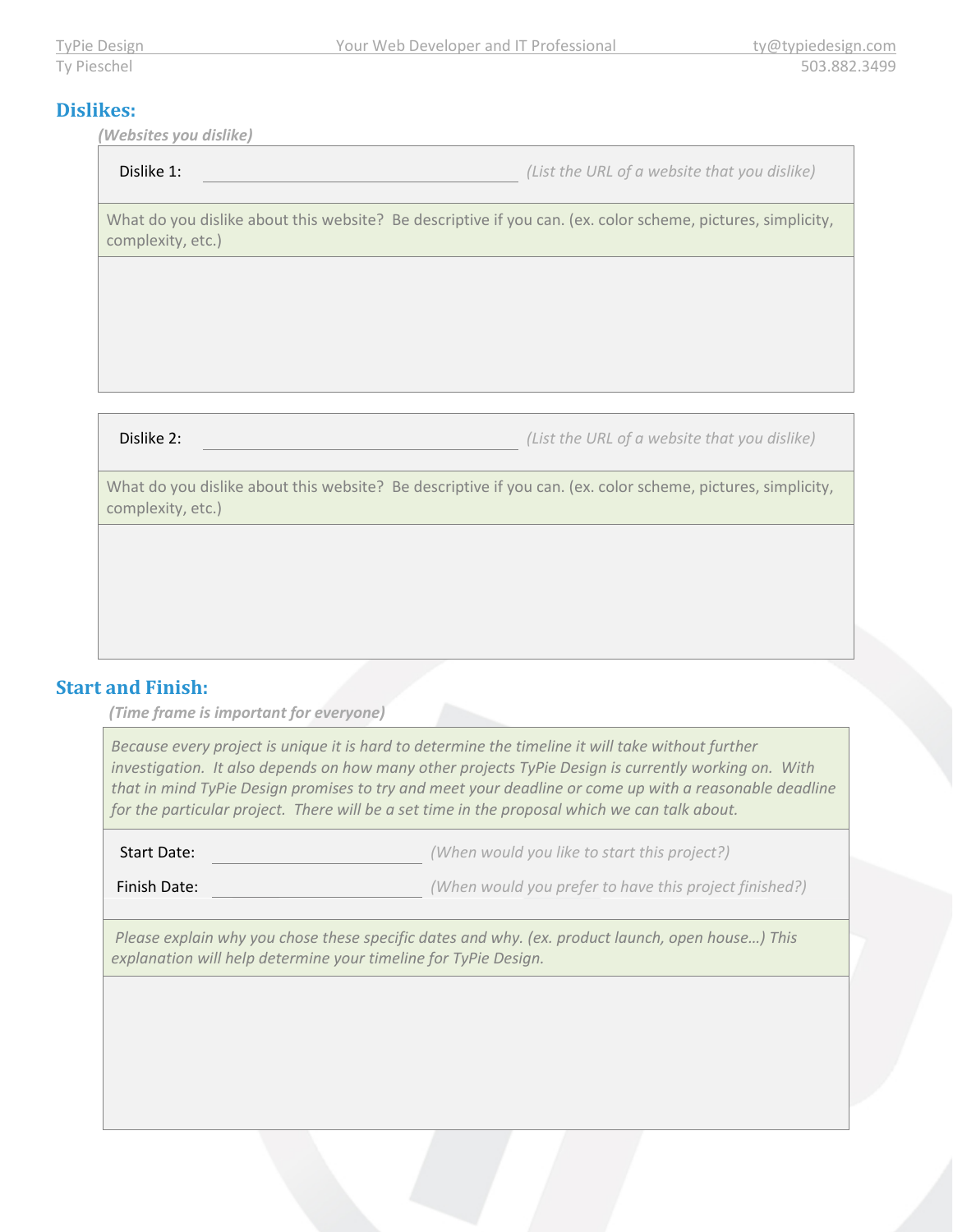## Dislikes:

***(Websites you dislike)***

Dislike 1: ______________________ *(List the URL of a website that you dislike)*

What do you dislike about this website? Be descriptive if you can. (ex. color scheme, pictures, simplicity, complexity, etc.)

Dislike 2: ______________________ *(List the URL of a website that you dislike)*

What do you dislike about this website? Be descriptive if you can. (ex. color scheme, pictures, simplicity, complexity, etc.)

## Start and Finish:

***(Time frame is important for everyone)***

*Because every project is unique it is hard to determine the timeline it will take without further investigation. It also depends on how many other projects TyPie Design is currently working on. With that in mind TyPie Design promises to try and meet your deadline or come up with a reasonable deadline for the particular project. There will be a set time in the proposal which we can talk about.*

Start Date: ______________________ *(When would you like to start this project?)*

Finish Date: ______________________ *(When would you prefer to have this project finished?)*

*Please explain why you chose these specific dates and why. (ex. product launch, open house…) This explanation will help determine your timeline for TyPie Design.*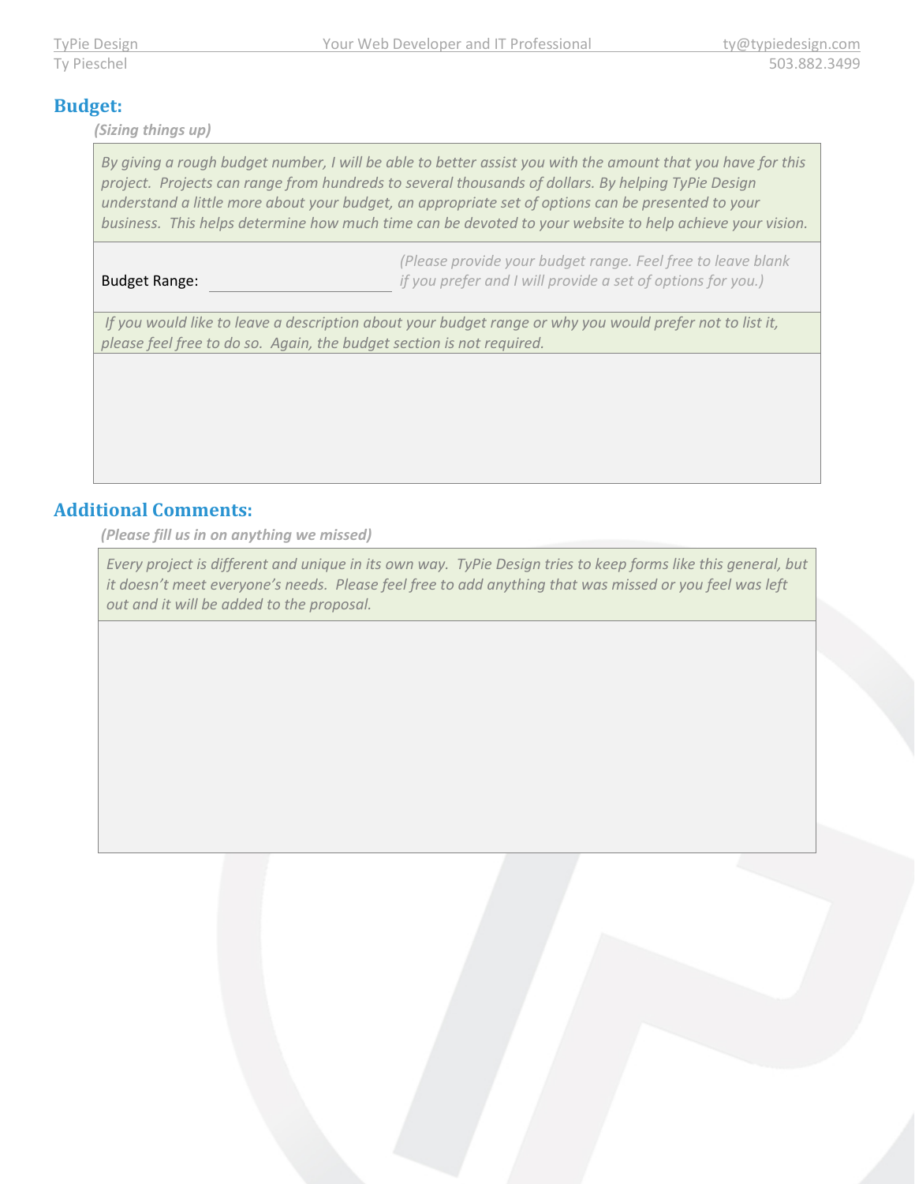## Budget:

***(Sizing things up)***

*By giving a rough budget number, I will be able to better assist you with the amount that you have for this project. Projects can range from hundreds to several thousands of dollars. By helping TyPie Design understand a little more about your budget, an appropriate set of options can be presented to your business. This helps determine how much time can be devoted to your website to help achieve your vision.*

Budget Range: \_\_\_\_\_\_\_\_\_\_\_\_\_\_\_\_\_\_\_\_ *(Please provide your budget range. Feel free to leave blank if you prefer and I will provide a set of options for you.)*

*If you would like to leave a description about your budget range or why you would prefer not to list it, please feel free to do so. Again, the budget section is not required.*

## Additional Comments:

***(Please fill us in on anything we missed)***

*Every project is different and unique in its own way. TyPie Design tries to keep forms like this general, but it doesn't meet everyone's needs. Please feel free to add anything that was missed or you feel was left out and it will be added to the proposal.*